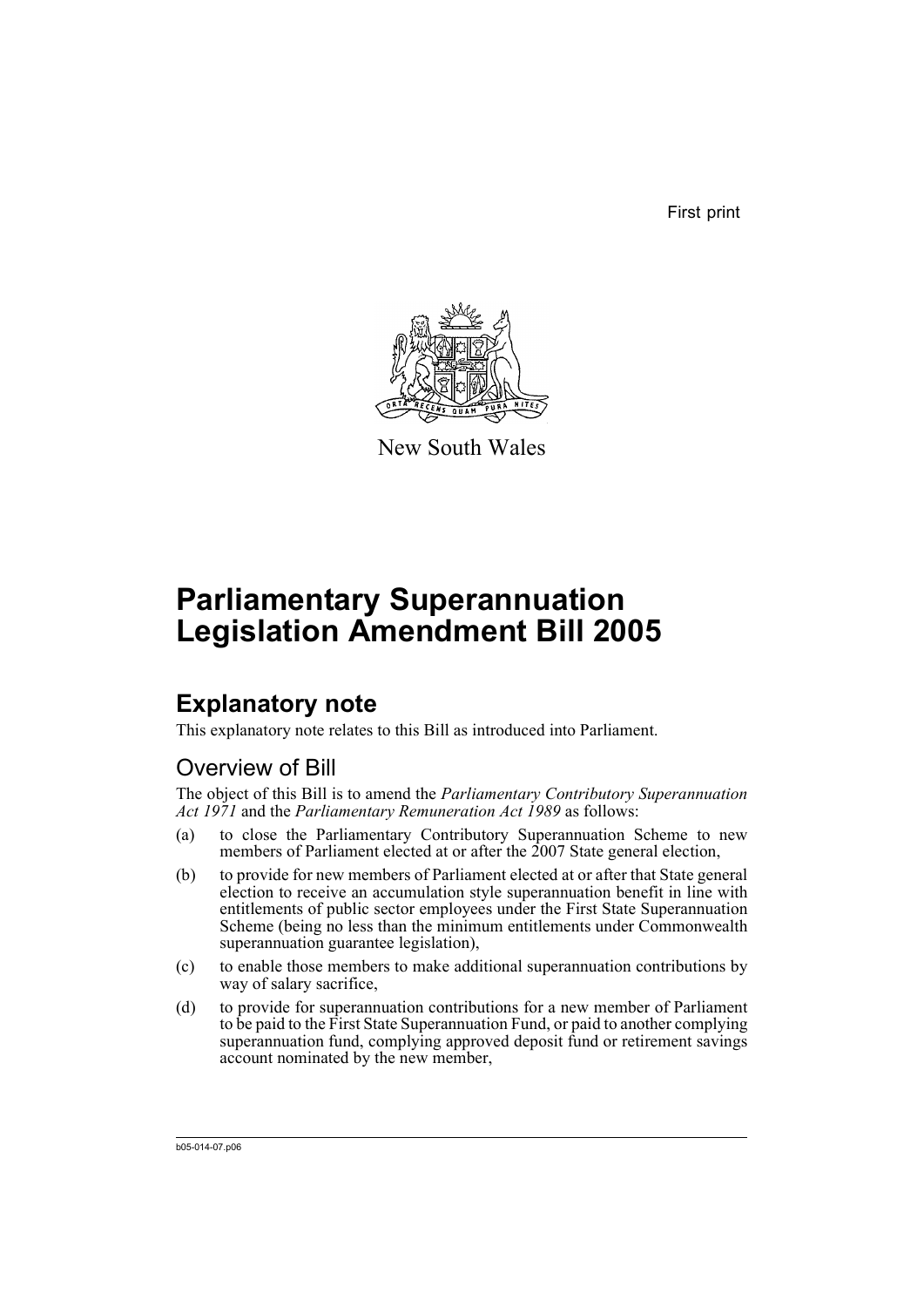First print

New South Wales

# Parliamentary Superannuation Legislation Amendment Bill 2005

## Explanatory note

This explanatory note relates to this Bill as introduced into Parliament.

### Overview of Bill

The object of this Bill is to amend the *Parliamentary Contributory Superannuation Act 1971* and the *Parliamentary Remuneration Act 1989* as follows:

(a) to close the Parliamentary Contributory Superannuation Scheme to new members of Parliament elected at or after the 2007 State general election,

(b) to provide for new members of Parliament elected at or after that State general election to receive an accumulation style superannuation benefit in line with entitlements of public sector employees under the First State Superannuation Scheme (being no less than the minimum entitlements under Commonwealth superannuation guarantee legislation),

(c) to enable those members to make additional superannuation contributions by way of salary sacrifice,

(d) to provide for superannuation contributions for a new member of Parliament to be paid to the First State Superannuation Fund, or paid to another complying superannuation fund, complying approved deposit fund or retirement savings account nominated by the new member,

b05-014-07.p06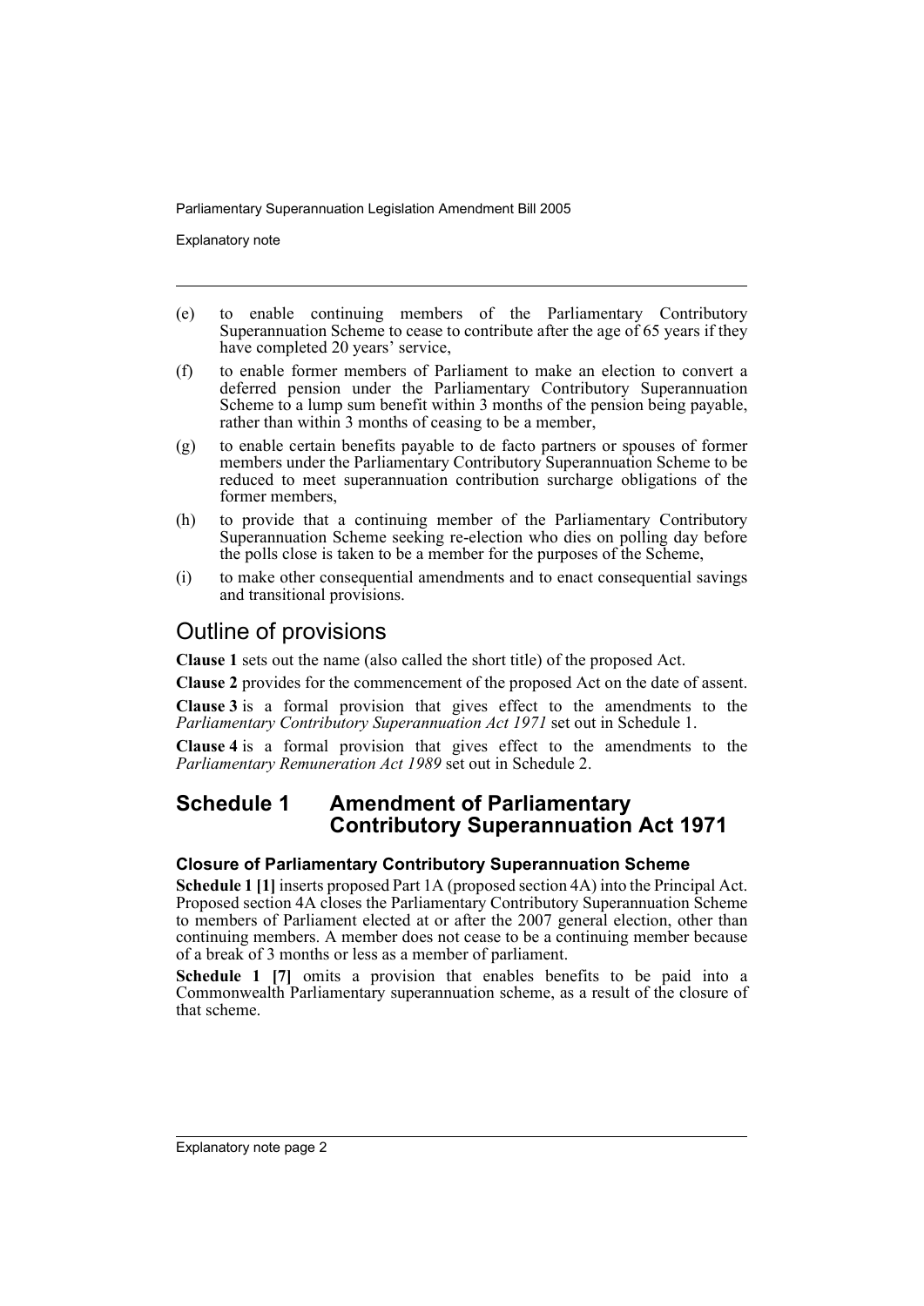(e) to enable continuing members of the Parliamentary Contributory Superannuation Scheme to cease to contribute after the age of 65 years if they have completed 20 years' service,

(f) to enable former members of Parliament to make an election to convert a deferred pension under the Parliamentary Contributory Superannuation Scheme to a lump sum benefit within 3 months of the pension being payable, rather than within 3 months of ceasing to be a member,

(g) to enable certain benefits payable to de facto partners or spouses of former members under the Parliamentary Contributory Superannuation Scheme to be reduced to meet superannuation contribution surcharge obligations of the former members,

(h) to provide that a continuing member of the Parliamentary Contributory Superannuation Scheme seeking re-election who dies on polling day before the polls close is taken to be a member for the purposes of the Scheme,

(i) to make other consequential amendments and to enact consequential savings and transitional provisions.

## Outline of provisions

**Clause 1** sets out the name (also called the short title) of the proposed Act.

**Clause 2** provides for the commencement of the proposed Act on the date of assent.

**Clause 3** is a formal provision that gives effect to the amendments to the *Parliamentary Contributory Superannuation Act 1971* set out in Schedule 1.

**Clause 4** is a formal provision that gives effect to the amendments to the *Parliamentary Remuneration Act 1989* set out in Schedule 2.

## Schedule 1 Amendment of Parliamentary Contributory Superannuation Act 1971

### Closure of Parliamentary Contributory Superannuation Scheme

**Schedule 1 [1]** inserts proposed Part 1A (proposed section 4A) into the Principal Act. Proposed section 4A closes the Parliamentary Contributory Superannuation Scheme to members of Parliament elected at or after the 2007 general election, other than continuing members. A member does not cease to be a continuing member because of a break of 3 months or less as a member of parliament.

**Schedule 1 [7]** omits a provision that enables benefits to be paid into a Commonwealth Parliamentary superannuation scheme, as a result of the closure of that scheme.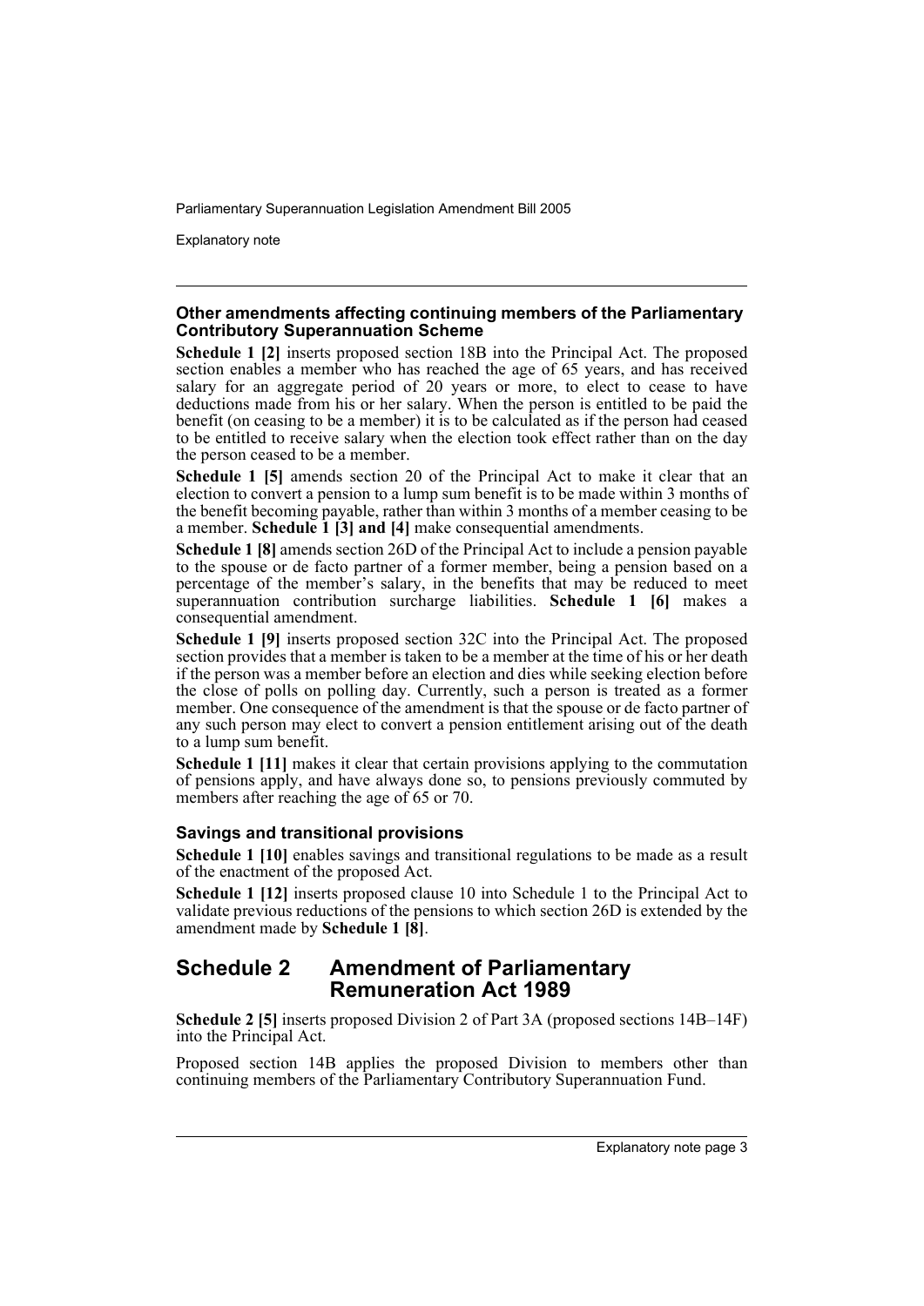### Other amendments affecting continuing members of the Parliamentary Contributory Superannuation Scheme

**Schedule 1 [2]** inserts proposed section 18B into the Principal Act. The proposed section enables a member who has reached the age of 65 years, and has received salary for an aggregate period of 20 years or more, to elect to cease to have deductions made from his or her salary. When the person is entitled to be paid the benefit (on ceasing to be a member) it is to be calculated as if the person had ceased to be entitled to receive salary when the election took effect rather than on the day the person ceased to be a member.

**Schedule 1 [5]** amends section 20 of the Principal Act to make it clear that an election to convert a pension to a lump sum benefit is to be made within 3 months of the benefit becoming payable, rather than within 3 months of a member ceasing to be a member. **Schedule 1 [3] and [4]** make consequential amendments.

**Schedule 1 [8]** amends section 26D of the Principal Act to include a pension payable to the spouse or de facto partner of a former member, being a pension based on a percentage of the member's salary, in the benefits that may be reduced to meet superannuation contribution surcharge liabilities. **Schedule 1 [6]** makes a consequential amendment.

**Schedule 1 [9]** inserts proposed section 32C into the Principal Act. The proposed section provides that a member is taken to be a member at the time of his or her death if the person was a member before an election and dies while seeking election before the close of polls on polling day. Currently, such a person is treated as a former member. One consequence of the amendment is that the spouse or de facto partner of any such person may elect to convert a pension entitlement arising out of the death to a lump sum benefit.

**Schedule 1 [11]** makes it clear that certain provisions applying to the commutation of pensions apply, and have always done so, to pensions previously commuted by members after reaching the age of 65 or 70.

### Savings and transitional provisions

**Schedule 1 [10]** enables savings and transitional regulations to be made as a result of the enactment of the proposed Act.

**Schedule 1 [12]** inserts proposed clause 10 into Schedule 1 to the Principal Act to validate previous reductions of the pensions to which section 26D is extended by the amendment made by **Schedule 1 [8]**.

## Schedule 2 Amendment of Parliamentary Remuneration Act 1989

**Schedule 2 [5]** inserts proposed Division 2 of Part 3A (proposed sections 14B–14F) into the Principal Act.

Proposed section 14B applies the proposed Division to members other than continuing members of the Parliamentary Contributory Superannuation Fund.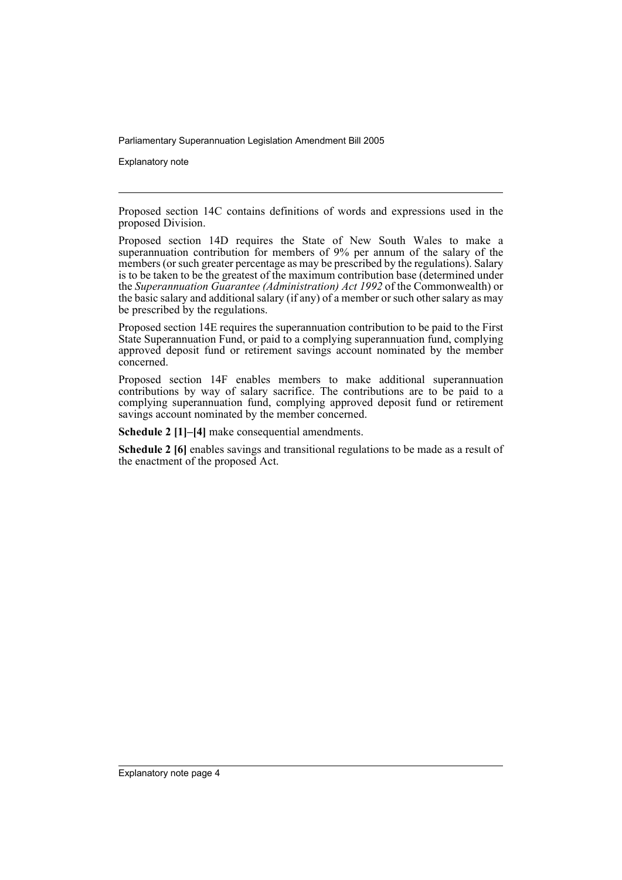Proposed section 14C contains definitions of words and expressions used in the proposed Division.

Proposed section 14D requires the State of New South Wales to make a superannuation contribution for members of 9% per annum of the salary of the members (or such greater percentage as may be prescribed by the regulations). Salary is to be taken to be the greatest of the maximum contribution base (determined under the *Superannuation Guarantee (Administration) Act 1992* of the Commonwealth) or the basic salary and additional salary (if any) of a member or such other salary as may be prescribed by the regulations.

Proposed section 14E requires the superannuation contribution to be paid to the First State Superannuation Fund, or paid to a complying superannuation fund, complying approved deposit fund or retirement savings account nominated by the member concerned.

Proposed section 14F enables members to make additional superannuation contributions by way of salary sacrifice. The contributions are to be paid to a complying superannuation fund, complying approved deposit fund or retirement savings account nominated by the member concerned.

**Schedule 2 [1]–[4]** make consequential amendments.

**Schedule 2 [6]** enables savings and transitional regulations to be made as a result of the enactment of the proposed Act.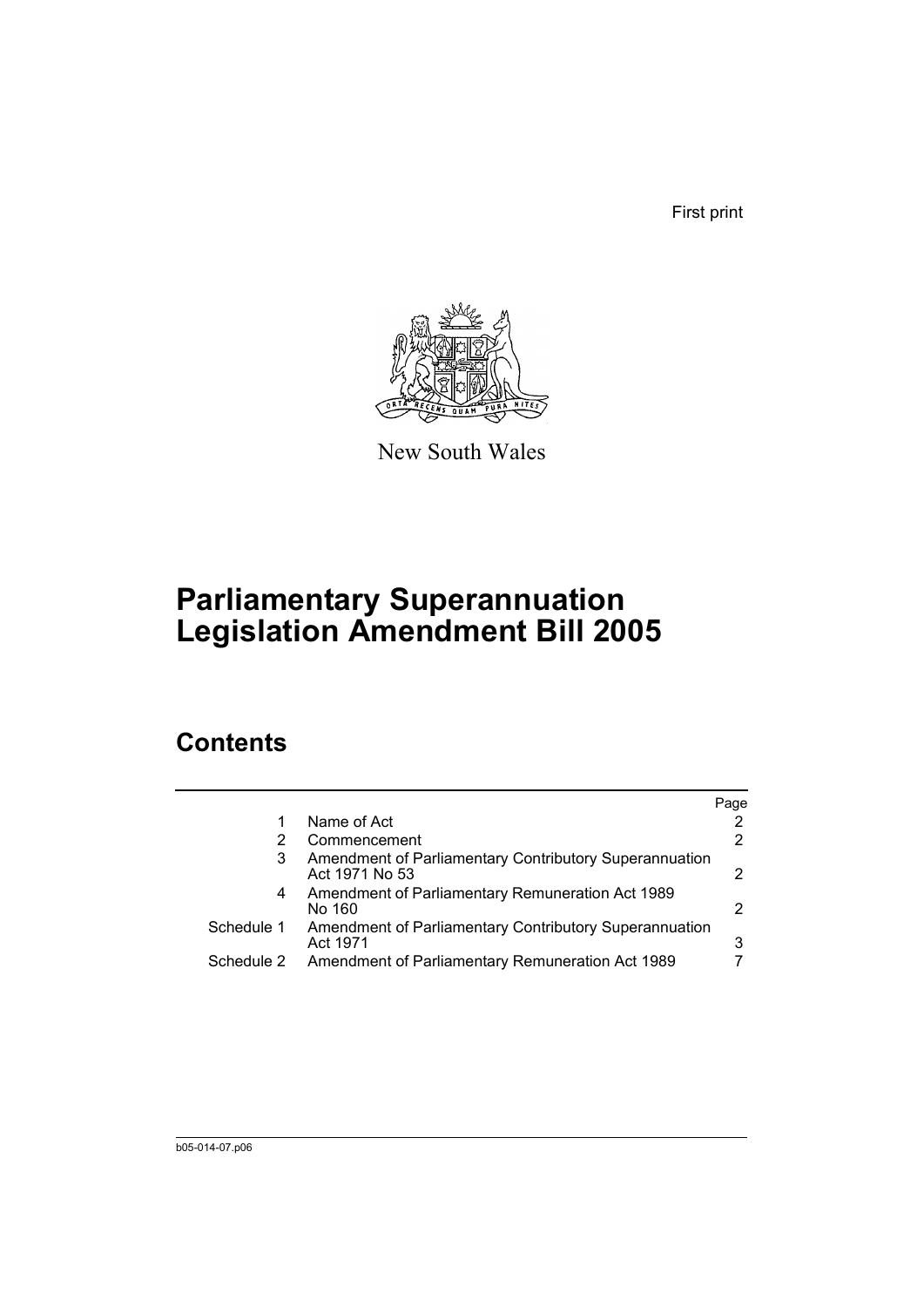First print

New South Wales

# Parliamentary Superannuation Legislation Amendment Bill 2005

## Contents

| | | Page |
|---|---|---|
| 1 | Name of Act | 2 |
| 2 | Commencement | 2 |
| 3 | Amendment of Parliamentary Contributory Superannuation Act 1971 No 53 | 2 |
| 4 | Amendment of Parliamentary Remuneration Act 1989 No 160 | 2 |
| Schedule 1 | Amendment of Parliamentary Contributory Superannuation Act 1971 | 3 |
| Schedule 2 | Amendment of Parliamentary Remuneration Act 1989 | 7 |

b05-014-07.p06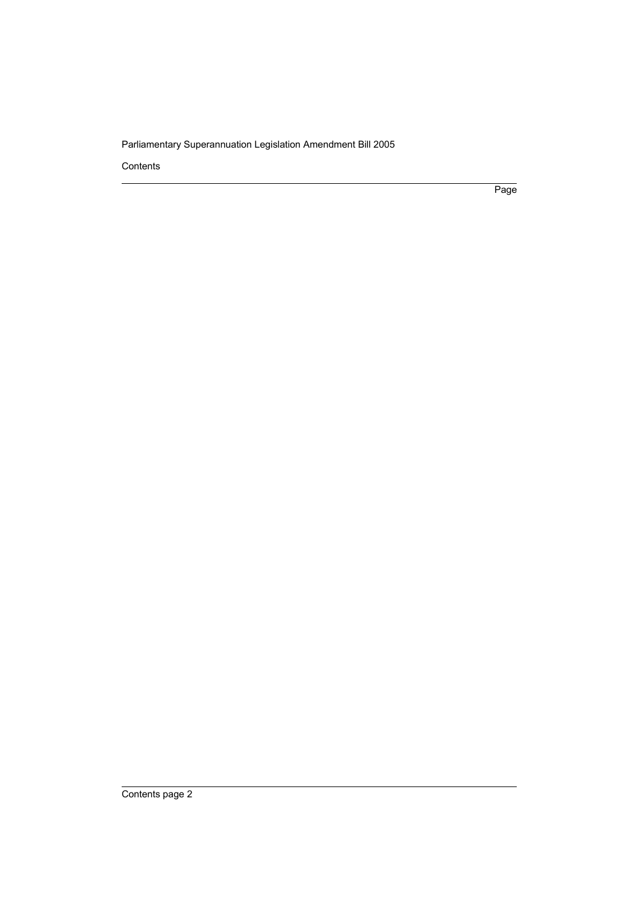Contents

Page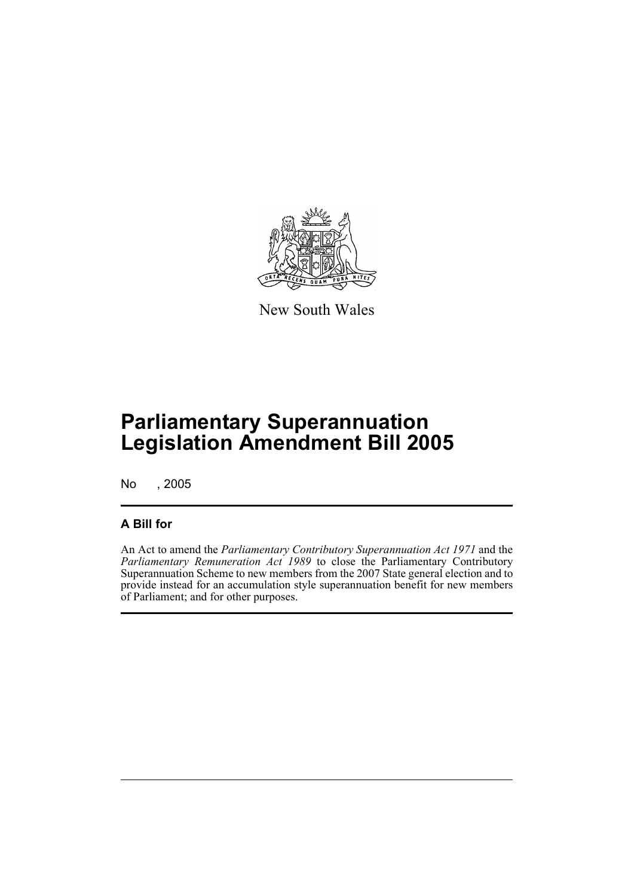New South Wales

# Parliamentary Superannuation Legislation Amendment Bill 2005

No , 2005

## A Bill for

An Act to amend the *Parliamentary Contributory Superannuation Act 1971* and the *Parliamentary Remuneration Act 1989* to close the Parliamentary Contributory Superannuation Scheme to new members from the 2007 State general election and to provide instead for an accumulation style superannuation benefit for new members of Parliament; and for other purposes.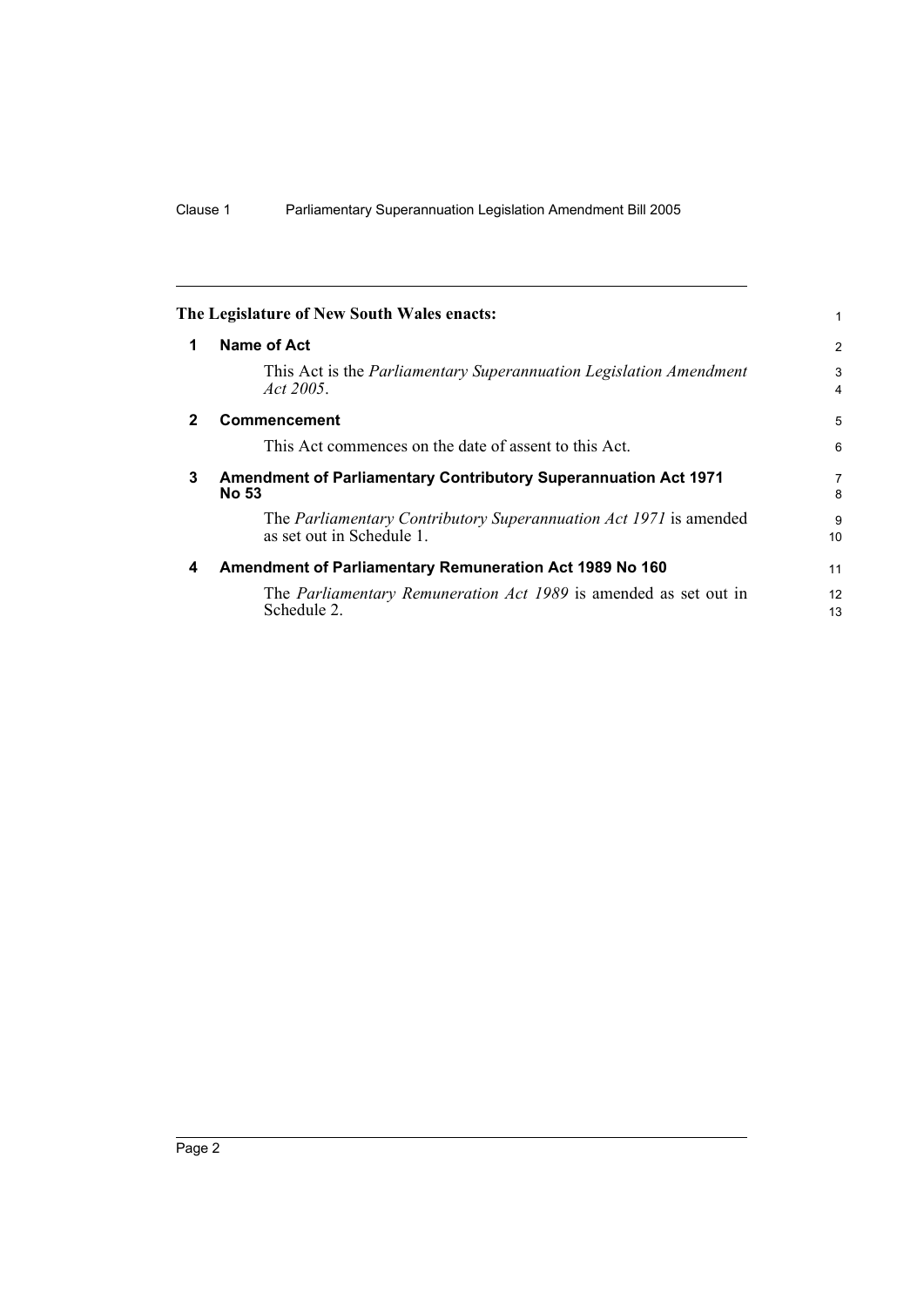**The Legislature of New South Wales enacts:**

## 1 Name of Act

This Act is the *Parliamentary Superannuation Legislation Amendment Act 2005*.

## 2 Commencement

This Act commences on the date of assent to this Act.

## 3 Amendment of Parliamentary Contributory Superannuation Act 1971 No 53

The *Parliamentary Contributory Superannuation Act 1971* is amended as set out in Schedule 1.

## 4 Amendment of Parliamentary Remuneration Act 1989 No 160

The *Parliamentary Remuneration Act 1989* is amended as set out in Schedule 2.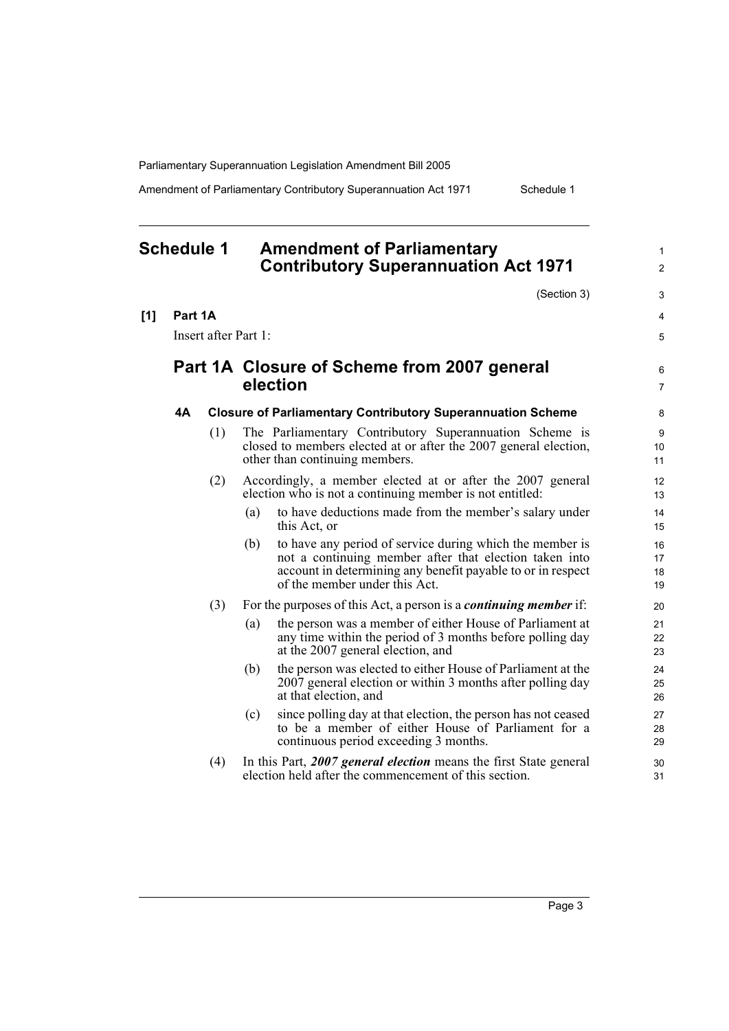# Schedule 1 Amendment of Parliamentary Contributory Superannuation Act 1971

(Section 3)

**[1] Part 1A**

Insert after Part 1:

## Part 1A Closure of Scheme from 2007 general election

### 4A Closure of Parliamentary Contributory Superannuation Scheme

(1) The Parliamentary Contributory Superannuation Scheme is closed to members elected at or after the 2007 general election, other than continuing members.

(2) Accordingly, a member elected at or after the 2007 general election who is not a continuing member is not entitled:

- (a) to have deductions made from the member's salary under this Act, or
- (b) to have any period of service during which the member is not a continuing member after that election taken into account in determining any benefit payable to or in respect of the member under this Act.

(3) For the purposes of this Act, a person is a ***continuing member*** if:

- (a) the person was a member of either House of Parliament at any time within the period of 3 months before polling day at the 2007 general election, and
- (b) the person was elected to either House of Parliament at the 2007 general election or within 3 months after polling day at that election, and
- (c) since polling day at that election, the person has not ceased to be a member of either House of Parliament for a continuous period exceeding 3 months.

(4) In this Part, ***2007 general election*** means the first State general election held after the commencement of this section.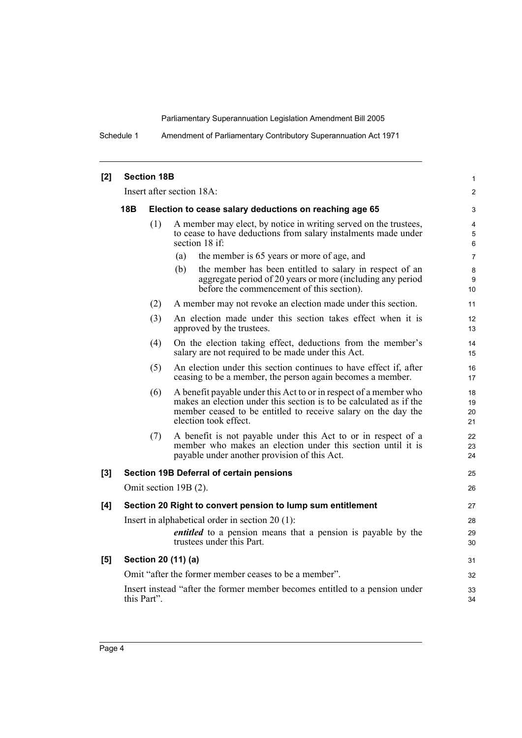**[2] Section 18B**

Insert after section 18A:

**18B Election to cease salary deductions on reaching age 65**

(1) A member may elect, by notice in writing served on the trustees, to cease to have deductions from salary instalments made under section 18 if:

(a) the member is 65 years or more of age, and

(b) the member has been entitled to salary in respect of an aggregate period of 20 years or more (including any period before the commencement of this section).

(2) A member may not revoke an election made under this section.

(3) An election made under this section takes effect when it is approved by the trustees.

(4) On the election taking effect, deductions from the member's salary are not required to be made under this Act.

(5) An election under this section continues to have effect if, after ceasing to be a member, the person again becomes a member.

(6) A benefit payable under this Act to or in respect of a member who makes an election under this section is to be calculated as if the member ceased to be entitled to receive salary on the day the election took effect.

(7) A benefit is not payable under this Act to or in respect of a member who makes an election under this section until it is payable under another provision of this Act.

**[3] Section 19B Deferral of certain pensions**

Omit section 19B (2).

**[4] Section 20 Right to convert pension to lump sum entitlement**

Insert in alphabetical order in section 20 (1):

***entitled*** to a pension means that a pension is payable by the trustees under this Part.

**[5] Section 20 (11) (a)**

Omit "after the former member ceases to be a member".

Insert instead "after the former member becomes entitled to a pension under this Part".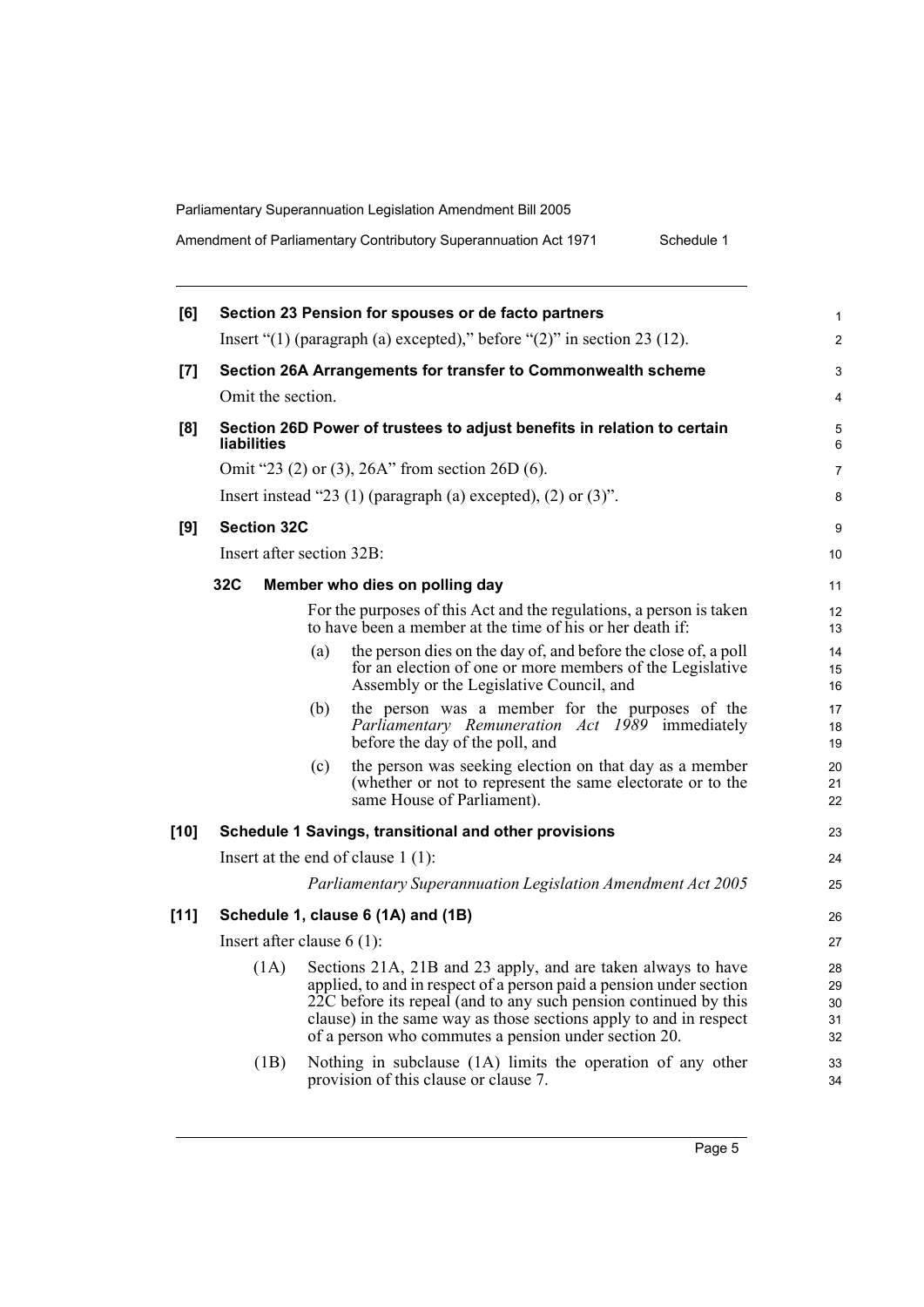**[6] Section 23 Pension for spouses or de facto partners**

Insert "(1) (paragraph (a) excepted)," before "(2)" in section 23 (12).

**[7] Section 26A Arrangements for transfer to Commonwealth scheme**

Omit the section.

**[8] Section 26D Power of trustees to adjust benefits in relation to certain liabilities**

Omit "23 (2) or (3), 26A" from section 26D (6).

Insert instead "23 (1) (paragraph (a) excepted), (2) or (3)".

**[9] Section 32C**

Insert after section 32B:

**32C Member who dies on polling day**

For the purposes of this Act and the regulations, a person is taken to have been a member at the time of his or her death if:

(a) the person dies on the day of, and before the close of, a poll for an election of one or more members of the Legislative Assembly or the Legislative Council, and

(b) the person was a member for the purposes of the *Parliamentary Remuneration Act 1989* immediately before the day of the poll, and

(c) the person was seeking election on that day as a member (whether or not to represent the same electorate or to the same House of Parliament).

**[10] Schedule 1 Savings, transitional and other provisions**

Insert at the end of clause 1 (1):

*Parliamentary Superannuation Legislation Amendment Act 2005*

**[11] Schedule 1, clause 6 (1A) and (1B)**

Insert after clause 6 (1):

(1A) Sections 21A, 21B and 23 apply, and are taken always to have applied, to and in respect of a person paid a pension under section 22C before its repeal (and to any such pension continued by this clause) in the same way as those sections apply to and in respect of a person who commutes a pension under section 20.

(1B) Nothing in subclause (1A) limits the operation of any other provision of this clause or clause 7.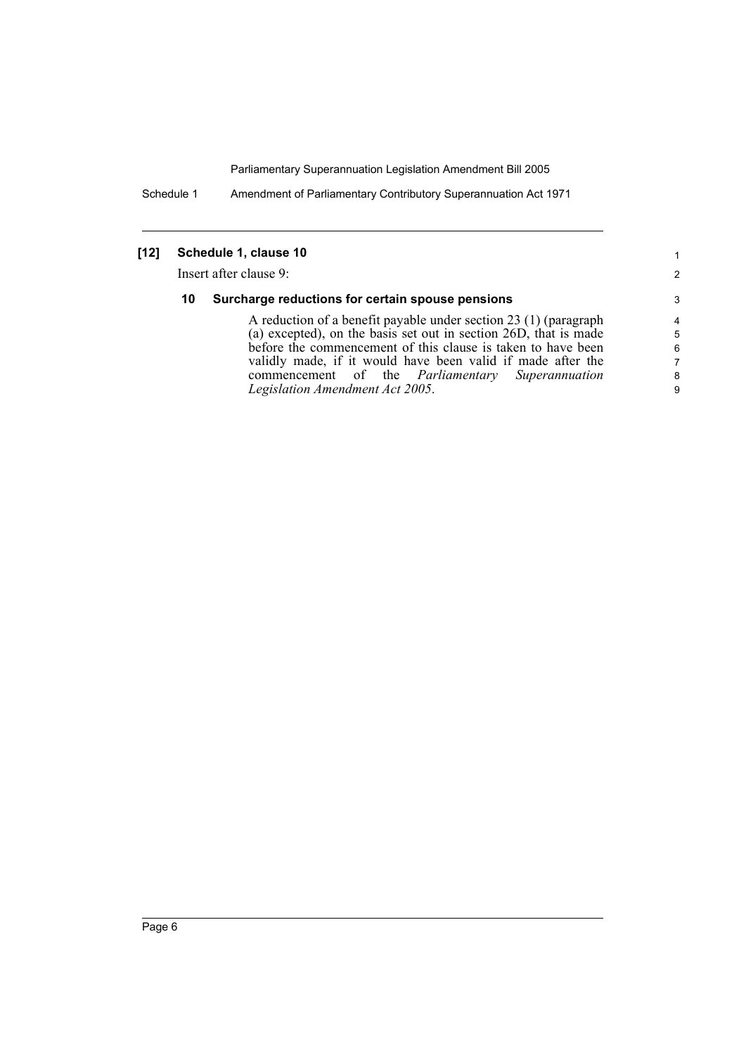**[12] Schedule 1, clause 10**

Insert after clause 9:

**10 Surcharge reductions for certain spouse pensions**

A reduction of a benefit payable under section 23 (1) (paragraph (a) excepted), on the basis set out in section 26D, that is made before the commencement of this clause is taken to have been validly made, if it would have been valid if made after the commencement of the *Parliamentary Superannuation Legislation Amendment Act 2005*.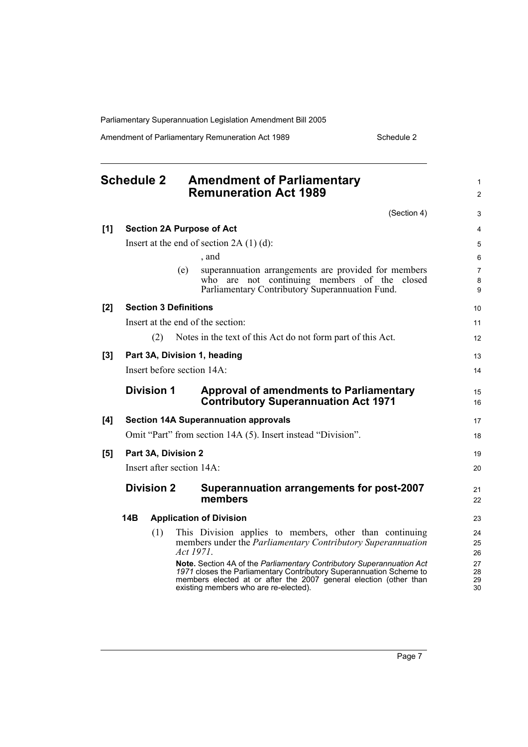# Schedule 2 Amendment of Parliamentary Remuneration Act 1989

(Section 4)

**[1] Section 2A Purpose of Act**

Insert at the end of section 2A (1) (d):

, and

(e) superannuation arrangements are provided for members who are not continuing members of the closed Parliamentary Contributory Superannuation Fund.

**[2] Section 3 Definitions**

Insert at the end of the section:

(2) Notes in the text of this Act do not form part of this Act.

**[3] Part 3A, Division 1, heading**

Insert before section 14A:

## Division 1 Approval of amendments to Parliamentary Contributory Superannuation Act 1971

**[4] Section 14A Superannuation approvals**

Omit "Part" from section 14A (5). Insert instead "Division".

**[5] Part 3A, Division 2**

Insert after section 14A:

## Division 2 Superannuation arrangements for post-2007 members

### 14B Application of Division

(1) This Division applies to members, other than continuing members under the *Parliamentary Contributory Superannuation Act 1971*.

**Note.** Section 4A of the *Parliamentary Contributory Superannuation Act 1971* closes the Parliamentary Contributory Superannuation Scheme to members elected at or after the 2007 general election (other than existing members who are re-elected).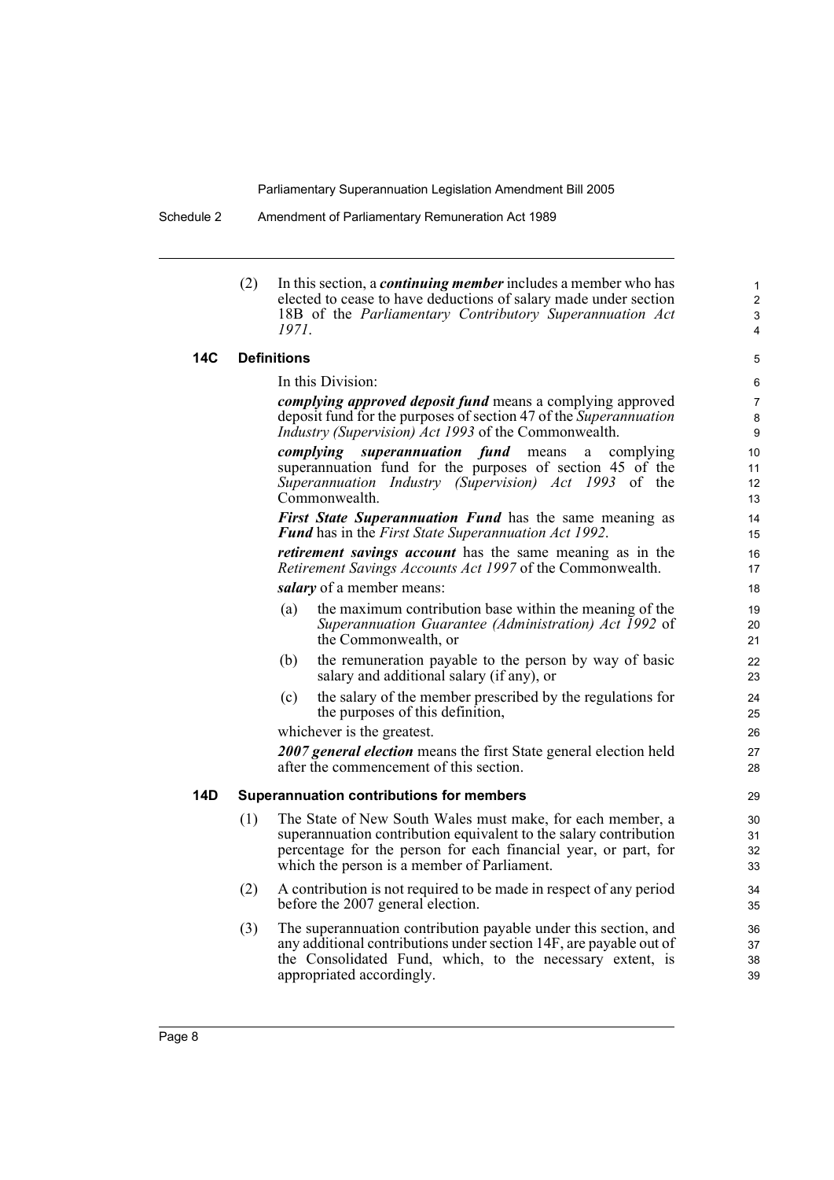(2) In this section, a ***continuing member*** includes a member who has elected to cease to have deductions of salary made under section 18B of the *Parliamentary Contributory Superannuation Act 1971*.

### 14C Definitions

In this Division:

***complying approved deposit fund*** means a complying approved deposit fund for the purposes of section 47 of the *Superannuation Industry (Supervision) Act 1993* of the Commonwealth.

***complying superannuation fund*** means a complying superannuation fund for the purposes of section 45 of the *Superannuation Industry (Supervision) Act 1993* of the Commonwealth.

***First State Superannuation Fund*** has the same meaning as ***Fund*** has in the *First State Superannuation Act 1992*.

***retirement savings account*** has the same meaning as in the *Retirement Savings Accounts Act 1997* of the Commonwealth.

***salary*** of a member means:

(a) the maximum contribution base within the meaning of the *Superannuation Guarantee (Administration) Act 1992* of the Commonwealth, or

(b) the remuneration payable to the person by way of basic salary and additional salary (if any), or

(c) the salary of the member prescribed by the regulations for the purposes of this definition,

whichever is the greatest.

***2007 general election*** means the first State general election held after the commencement of this section.

### 14D Superannuation contributions for members

(1) The State of New South Wales must make, for each member, a superannuation contribution equivalent to the salary contribution percentage for the person for each financial year, or part, for which the person is a member of Parliament.

(2) A contribution is not required to be made in respect of any period before the 2007 general election.

(3) The superannuation contribution payable under this section, and any additional contributions under section 14F, are payable out of the Consolidated Fund, which, to the necessary extent, is appropriated accordingly.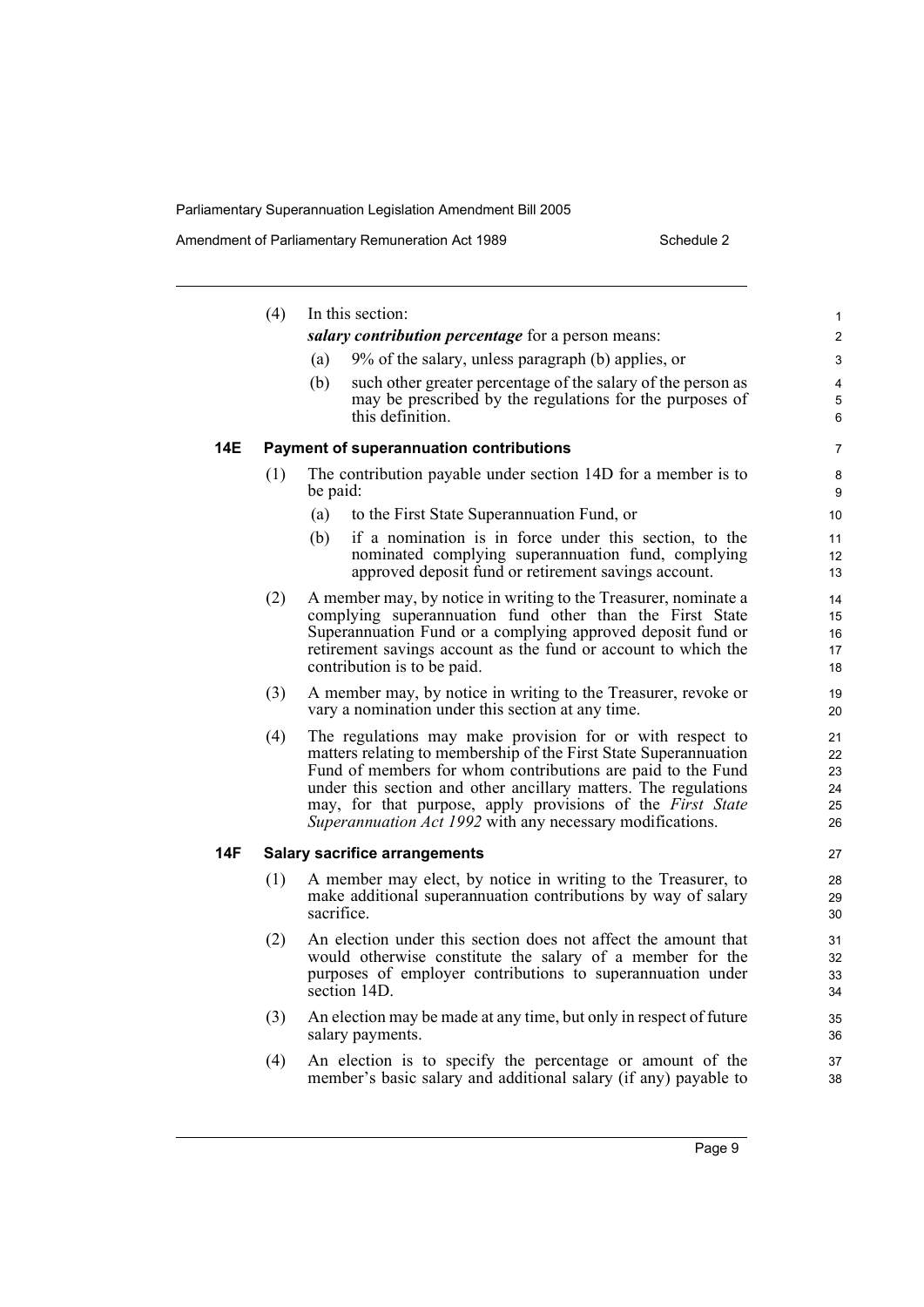(4) In this section:

***salary contribution percentage*** for a person means:

(a) 9% of the salary, unless paragraph (b) applies, or

(b) such other greater percentage of the salary of the person as may be prescribed by the regulations for the purposes of this definition.

### 14E Payment of superannuation contributions

(1) The contribution payable under section 14D for a member is to be paid:

(a) to the First State Superannuation Fund, or

(b) if a nomination is in force under this section, to the nominated complying superannuation fund, complying approved deposit fund or retirement savings account.

(2) A member may, by notice in writing to the Treasurer, nominate a complying superannuation fund other than the First State Superannuation Fund or a complying approved deposit fund or retirement savings account as the fund or account to which the contribution is to be paid.

(3) A member may, by notice in writing to the Treasurer, revoke or vary a nomination under this section at any time.

(4) The regulations may make provision for or with respect to matters relating to membership of the First State Superannuation Fund of members for whom contributions are paid to the Fund under this section and other ancillary matters. The regulations may, for that purpose, apply provisions of the *First State Superannuation Act 1992* with any necessary modifications.

### 14F Salary sacrifice arrangements

(1) A member may elect, by notice in writing to the Treasurer, to make additional superannuation contributions by way of salary sacrifice.

(2) An election under this section does not affect the amount that would otherwise constitute the salary of a member for the purposes of employer contributions to superannuation under section 14D.

(3) An election may be made at any time, but only in respect of future salary payments.

(4) An election is to specify the percentage or amount of the member's basic salary and additional salary (if any) payable to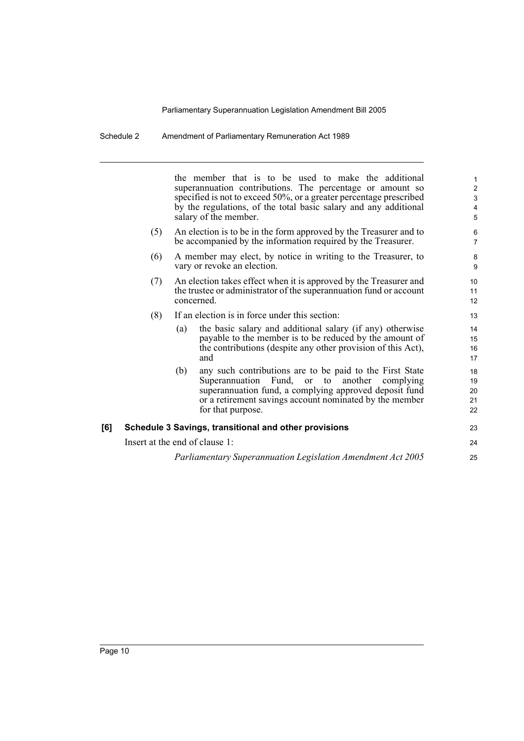the member that is to be used to make the additional superannuation contributions. The percentage or amount so specified is not to exceed 50%, or a greater percentage prescribed by the regulations, of the total basic salary and any additional salary of the member.

(5) An election is to be in the form approved by the Treasurer and to be accompanied by the information required by the Treasurer.

(6) A member may elect, by notice in writing to the Treasurer, to vary or revoke an election.

(7) An election takes effect when it is approved by the Treasurer and the trustee or administrator of the superannuation fund or account concerned.

(8) If an election is in force under this section:

(a) the basic salary and additional salary (if any) otherwise payable to the member is to be reduced by the amount of the contributions (despite any other provision of this Act), and

(b) any such contributions are to be paid to the First State Superannuation Fund, or to another complying superannuation fund, a complying approved deposit fund or a retirement savings account nominated by the member for that purpose.

**[6] Schedule 3 Savings, transitional and other provisions**

Insert at the end of clause 1:

*Parliamentary Superannuation Legislation Amendment Act 2005*